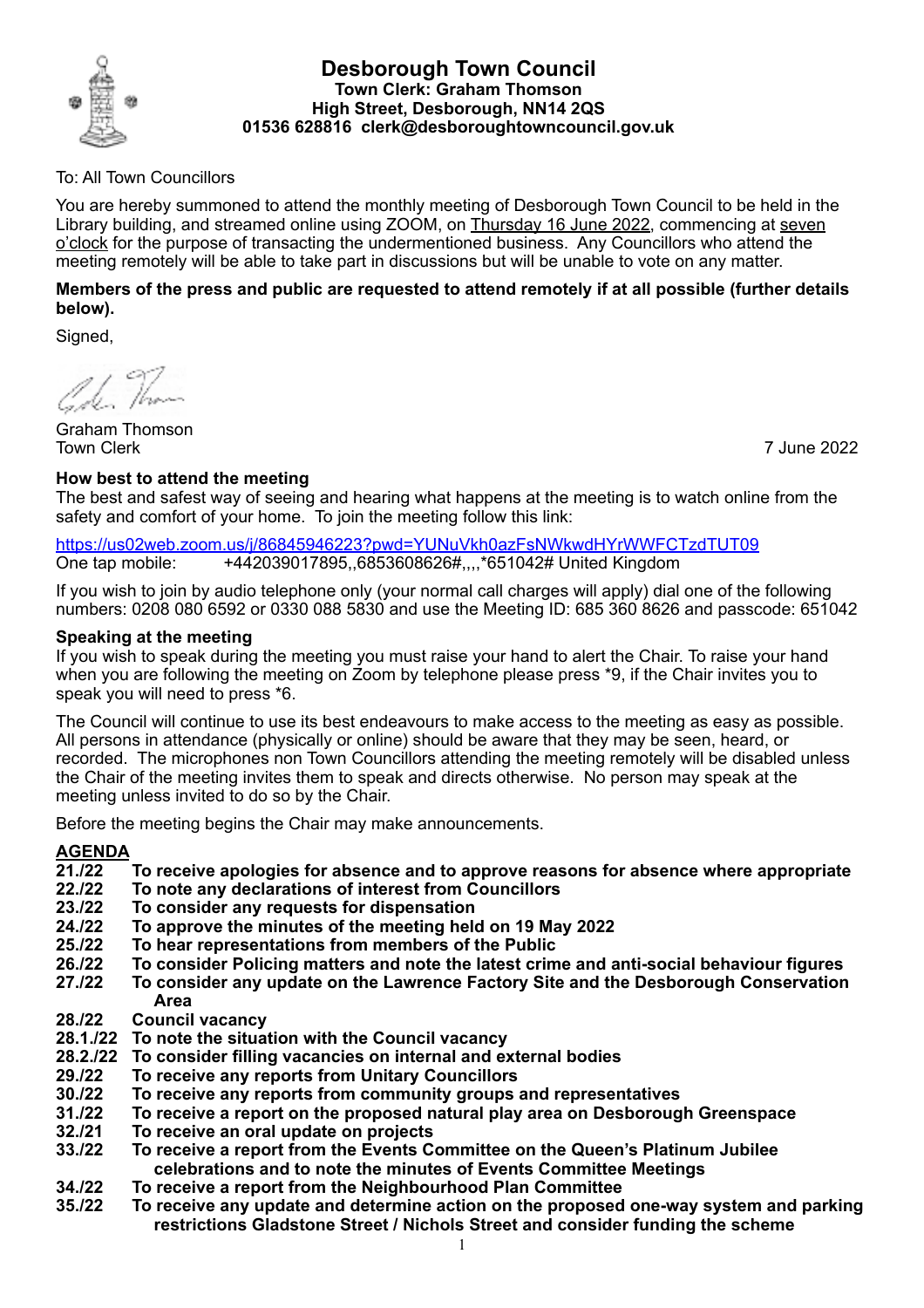# Desborough Town Council

**Town Clerk: Graham Thomson**
**High Street, Desborough, NN14 2QS**
**01536 628816 clerk@desboroughtowncouncil.gov.uk**

To: All Town Councillors

You are hereby summoned to attend the monthly meeting of Desborough Town Council to be held in the Library building, and streamed online using ZOOM, on Thursday 16 June 2022, commencing at seven o'clock for the purpose of transacting the undermentioned business. Any Councillors who attend the meeting remotely will be able to take part in discussions but will be unable to vote on any matter.

**Members of the press and public are requested to attend remotely if at all possible (further details below).**

Signed,

Graham Thomson
Town Clerk

7 June 2022

**How best to attend the meeting**

The best and safest way of seeing and hearing what happens at the meeting is to watch online from the safety and comfort of your home. To join the meeting follow this link:

https://us02web.zoom.us/j/86845946223?pwd=YUNuVkh0azFsNWkwdHYrWWFCTzdTUT09
One tap mobile: +442039017895,,6853608626#,,,,*651042# United Kingdom

If you wish to join by audio telephone only (your normal call charges will apply) dial one of the following numbers: 0208 080 6592 or 0330 088 5830 and use the Meeting ID: 685 360 8626 and passcode: 651042

**Speaking at the meeting**

If you wish to speak during the meeting you must raise your hand to alert the Chair. To raise your hand when you are following the meeting on Zoom by telephone please press *9, if the Chair invites you to speak you will need to press *6.

The Council will continue to use its best endeavours to make access to the meeting as easy as possible. All persons in attendance (physically or online) should be aware that they may be seen, heard, or recorded. The microphones non Town Councillors attending the meeting remotely will be disabled unless the Chair of the meeting invites them to speak and directs otherwise. No person may speak at the meeting unless invited to do so by the Chair.

Before the meeting begins the Chair may make announcements.

## AGENDA

**21./22 To receive apologies for absence and to approve reasons for absence where appropriate**
**22./22 To note any declarations of interest from Councillors**
**23./22 To consider any requests for dispensation**
**24./22 To approve the minutes of the meeting held on 19 May 2022**
**25./22 To hear representations from members of the Public**
**26./22 To consider Policing matters and note the latest crime and anti-social behaviour figures**
**27./22 To consider any update on the Lawrence Factory Site and the Desborough Conservation Area**
**28./22 Council vacancy**
**28.1./22 To note the situation with the Council vacancy**
**28.2./22 To consider filling vacancies on internal and external bodies**
**29./22 To receive any reports from Unitary Councillors**
**30./22 To receive any reports from community groups and representatives**
**31./22 To receive a report on the proposed natural play area on Desborough Greenspace**
**32./21 To receive an oral update on projects**
**33./22 To receive a report from the Events Committee on the Queen's Platinum Jubilee celebrations and to note the minutes of Events Committee Meetings**
**34./22 To receive a report from the Neighbourhood Plan Committee**
**35./22 To receive any update and determine action on the proposed one-way system and parking restrictions Gladstone Street / Nichols Street and consider funding the scheme**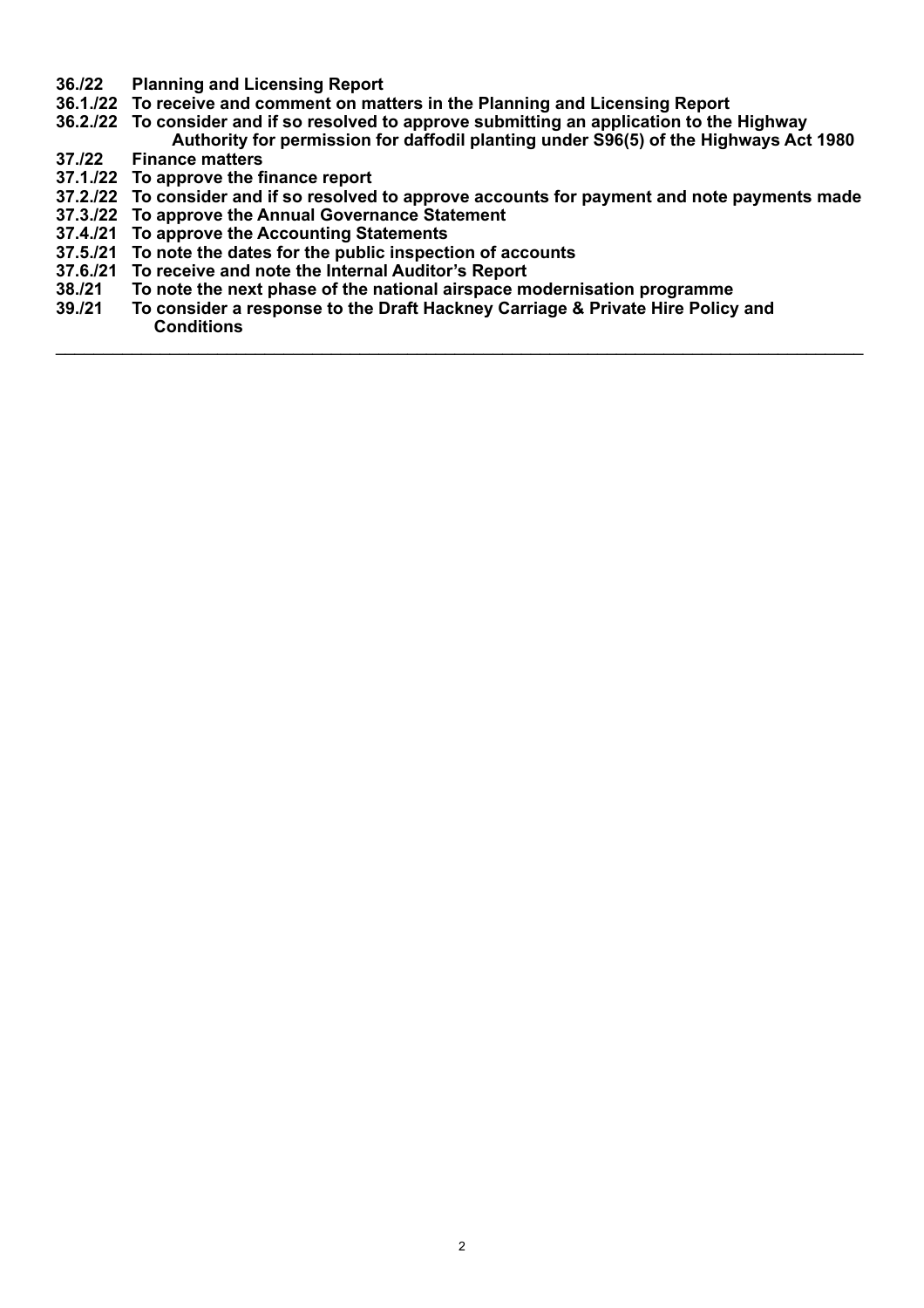**36./22 Planning and Licensing Report**

**36.1./22 To receive and comment on matters in the Planning and Licensing Report**

**36.2./22 To consider and if so resolved to approve submitting an application to the Highway Authority for permission for daffodil planting under S96(5) of the Highways Act 1980**

**37./22 Finance matters**

**37.1./22 To approve the finance report**

**37.2./22 To consider and if so resolved to approve accounts for payment and note payments made**

**37.3./22 To approve the Annual Governance Statement**

**37.4./21 To approve the Accounting Statements**

**37.5./21 To note the dates for the public inspection of accounts**

**37.6./21 To receive and note the Internal Auditor's Report**

**38./21 To note the next phase of the national airspace modernisation programme**

**39./21 To consider a response to the Draft Hackney Carriage & Private Hire Policy and Conditions**

---